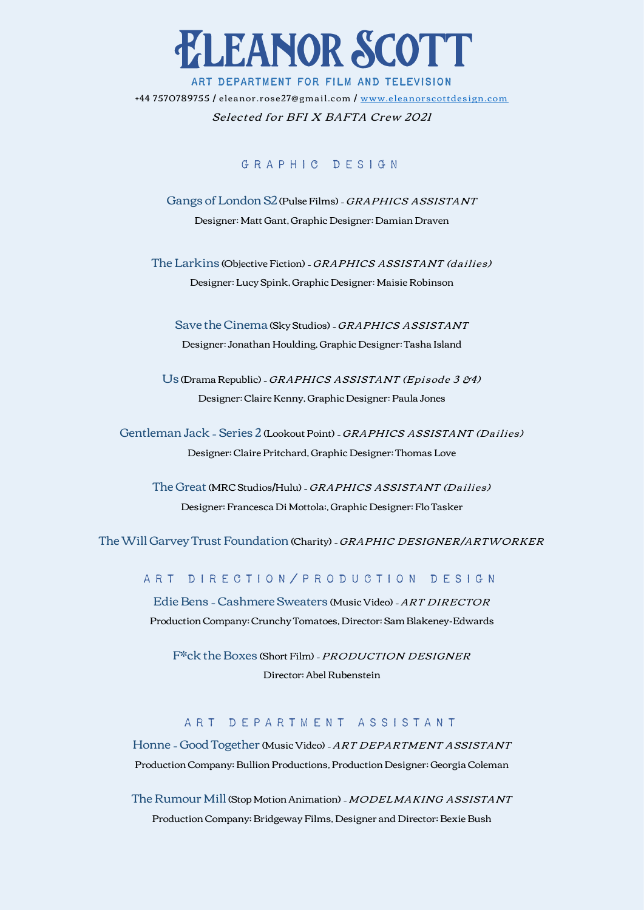# Eleanor Scott

**ART DEPARTMENT FOR FILM AND TELEVISION**

+44 7570789755 / eleanor.rose27@gmail.com / [www.eleanorscottdesign.com](http://www.eleanorscottdesign.com)

*Selected for BFI X BAFTA Crew 2021*

## GRAPHIC DESIGN

**Gangs of London S2** (Pulse Films) - *GRAPHICS ASSISTANT*
Designer: Matt Gant, Graphic Designer: Damian Draven

**The Larkins** (Objective Fiction) - *GRAPHICS ASSISTANT (dailies)*
Designer: Lucy Spink, Graphic Designer: Maisie Robinson

**Save the Cinema** (Sky Studios) - *GRAPHICS ASSISTANT*
Designer: Jonathan Houlding, Graphic Designer: Tasha Island

**Us** (Drama Republic) - *GRAPHICS ASSISTANT (Episode 3 &4)*
Designer: Claire Kenny, Graphic Designer: Paula Jones

**Gentleman Jack - Series 2** (Lookout Point) - *GRAPHICS ASSISTANT (Dailies)*
Designer: Claire Pritchard, Graphic Designer: Thomas Love

**The Great** (MRC Studios/Hulu) - *GRAPHICS ASSISTANT (Dailies)*
Designer: Francesca Di Mottola:, Graphic Designer: Flo Tasker

**The Will Garvey Trust Foundation** (Charity) - *GRAPHIC DESIGNER/ARTWORKER*

## ART DIRECTION/PRODUCTION DESIGN

**Edie Bens - Cashmere Sweaters** (Music Video) - *ART DIRECTOR*
Production Company: Crunchy Tomatoes, Director: Sam Blakeney-Edwards

**F*ck the Boxes** (Short Film) - *PRODUCTION DESIGNER*
Director: Abel Rubenstein

## ART DEPARTMENT ASSISTANT

**Honne - Good Together** (Music Video) - *ART DEPARTMENT ASSISTANT*
Production Company: Bullion Productions, Production Designer: Georgia Coleman

**The Rumour Mill** (Stop Motion Animation) - *MODELMAKING ASSISTANT*
Production Company: Bridgeway Films, Designer and Director: Bexie Bush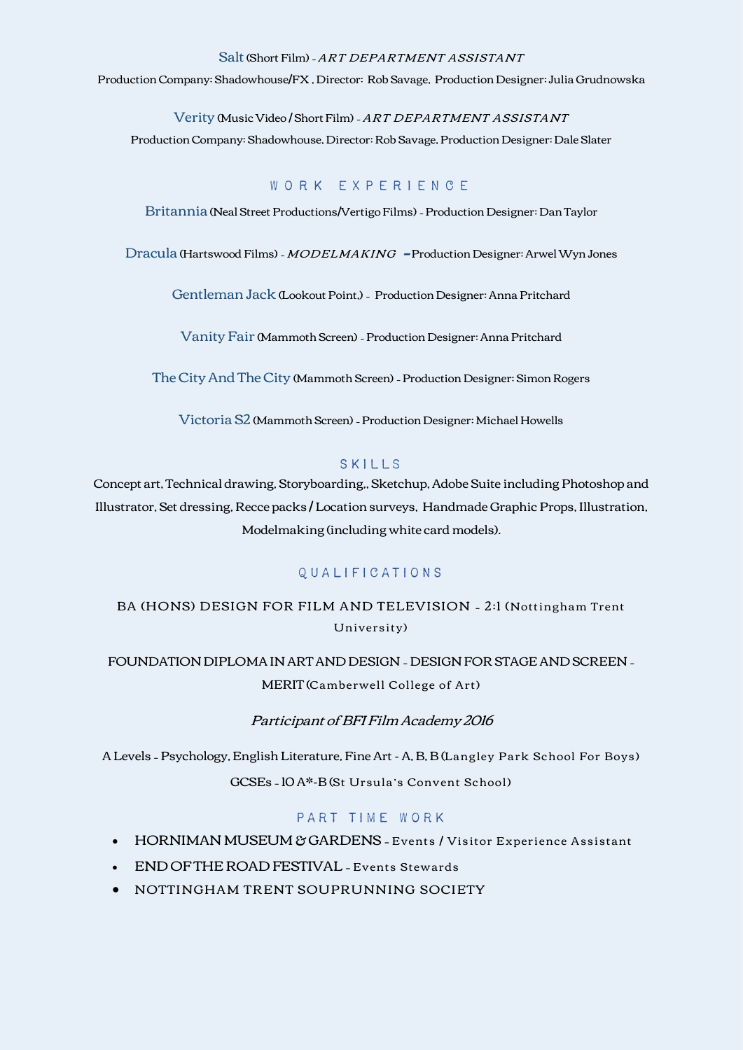Salt (Short Film) - *ART DEPARTMENT ASSISTANT*

Production Company: Shadowhouse/FX , Director: Rob Savage, Production Designer: Julia Grudnowska

Verity (Music Video / Short Film) - *ART DEPARTMENT ASSISTANT*

Production Company: Shadowhouse, Director: Rob Savage, Production Designer: Dale Slater

## WORK EXPERIENCE

Britannia (Neal Street Productions/Vertigo Films) - Production Designer: Dan Taylor

Dracula (Hartswood Films) - *MODELMAKING* – Production Designer: Arwel Wyn Jones

Gentleman Jack (Lookout Point,) - Production Designer: Anna Pritchard

Vanity Fair (Mammoth Screen) - Production Designer: Anna Pritchard

The City And The City (Mammoth Screen) - Production Designer: Simon Rogers

Victoria S2 (Mammoth Screen) - Production Designer: Michael Howells

## SKILLS

Concept art, Technical drawing, Storyboarding,, Sketchup, Adobe Suite including Photoshop and Illustrator, Set dressing, Recce packs / Location surveys, Handmade Graphic Props, Illustration, Modelmaking (including white card models).

## QUALIFICATIONS

BA (HONS) DESIGN FOR FILM AND TELEVISION - 2:1 (Nottingham Trent University)

FOUNDATION DIPLOMA IN ART AND DESIGN - DESIGN FOR STAGE AND SCREEN - MERIT (Camberwell College of Art)

*Participant of BFI Film Academy 2016*

A Levels - Psychology, English Literature, Fine Art - A, B, B (Langley Park School For Boys)

GCSEs - 10 A*-B (St Ursula's Convent School)

## PART TIME WORK

- HORNIMAN MUSEUM & GARDENS - Events / Visitor Experience Assistant
- END OF THE ROAD FESTIVAL - Events Stewards
- NOTTINGHAM TRENT SOUPRUNNING SOCIETY